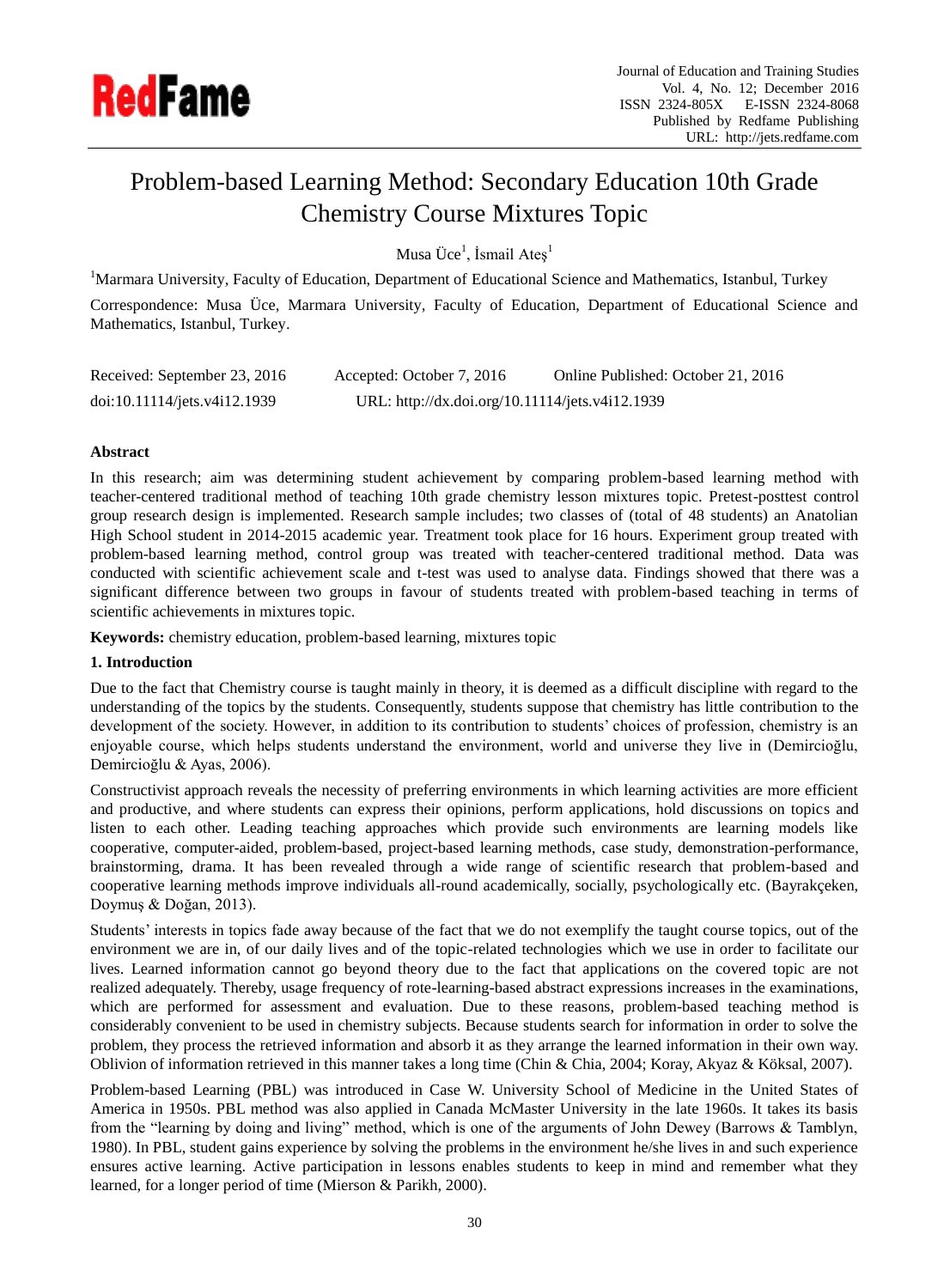# Problem-based Learning Method: Secondary Education 10th Grade Chemistry Course Mixtures Topic

Musa Üce[1], İsmail Ateş[1]

[1]Marmara University, Faculty of Education, Department of Educational Science and Mathematics, Istanbul, Turkey

Correspondence: Musa Üce, Marmara University, Faculty of Education, Department of Educational Science and Mathematics, Istanbul, Turkey.

Received: September 23, 2016 Accepted: October 7, 2016 Online Published: October 21, 2016

doi:10.11114/jets.v4i12.1939 URL: http://dx.doi.org/10.11114/jets.v4i12.1939

**Abstract**

In this research; aim was determining student achievement by comparing problem-based learning method with teacher-centered traditional method of teaching 10th grade chemistry lesson mixtures topic. Pretest-posttest control group research design is implemented. Research sample includes; two classes of (total of 48 students) an Anatolian High School student in 2014-2015 academic year. Treatment took place for 16 hours. Experiment group treated with problem-based learning method, control group was treated with teacher-centered traditional method. Data was conducted with scientific achievement scale and t-test was used to analyse data. Findings showed that there was a significant difference between two groups in favour of students treated with problem-based teaching in terms of scientific achievements in mixtures topic.

**Keywords:** chemistry education, problem-based learning, mixtures topic

## 1. Introduction

Due to the fact that Chemistry course is taught mainly in theory, it is deemed as a difficult discipline with regard to the understanding of the topics by the students. Consequently, students suppose that chemistry has little contribution to the development of the society. However, in addition to its contribution to students' choices of profession, chemistry is an enjoyable course, which helps students understand the environment, world and universe they live in (Demircioğlu, Demircioğlu & Ayas, 2006).

Constructivist approach reveals the necessity of preferring environments in which learning activities are more efficient and productive, and where students can express their opinions, perform applications, hold discussions on topics and listen to each other. Leading teaching approaches which provide such environments are learning models like cooperative, computer-aided, problem-based, project-based learning methods, case study, demonstration-performance, brainstorming, drama. It has been revealed through a wide range of scientific research that problem-based and cooperative learning methods improve individuals all-round academically, socially, psychologically etc. (Bayrakçeken, Doymuş & Doğan, 2013).

Students' interests in topics fade away because of the fact that we do not exemplify the taught course topics, out of the environment we are in, of our daily lives and of the topic-related technologies which we use in order to facilitate our lives. Learned information cannot go beyond theory due to the fact that applications on the covered topic are not realized adequately. Thereby, usage frequency of rote-learning-based abstract expressions increases in the examinations, which are performed for assessment and evaluation. Due to these reasons, problem-based teaching method is considerably convenient to be used in chemistry subjects. Because students search for information in order to solve the problem, they process the retrieved information and absorb it as they arrange the learned information in their own way. Oblivion of information retrieved in this manner takes a long time (Chin & Chia, 2004; Koray, Akyaz & Köksal, 2007).

Problem-based Learning (PBL) was introduced in Case W. University School of Medicine in the United States of America in 1950s. PBL method was also applied in Canada McMaster University in the late 1960s. It takes its basis from the "learning by doing and living" method, which is one of the arguments of John Dewey (Barrows & Tamblyn, 1980). In PBL, student gains experience by solving the problems in the environment he/she lives in and such experience ensures active learning. Active participation in lessons enables students to keep in mind and remember what they learned, for a longer period of time (Mierson & Parikh, 2000).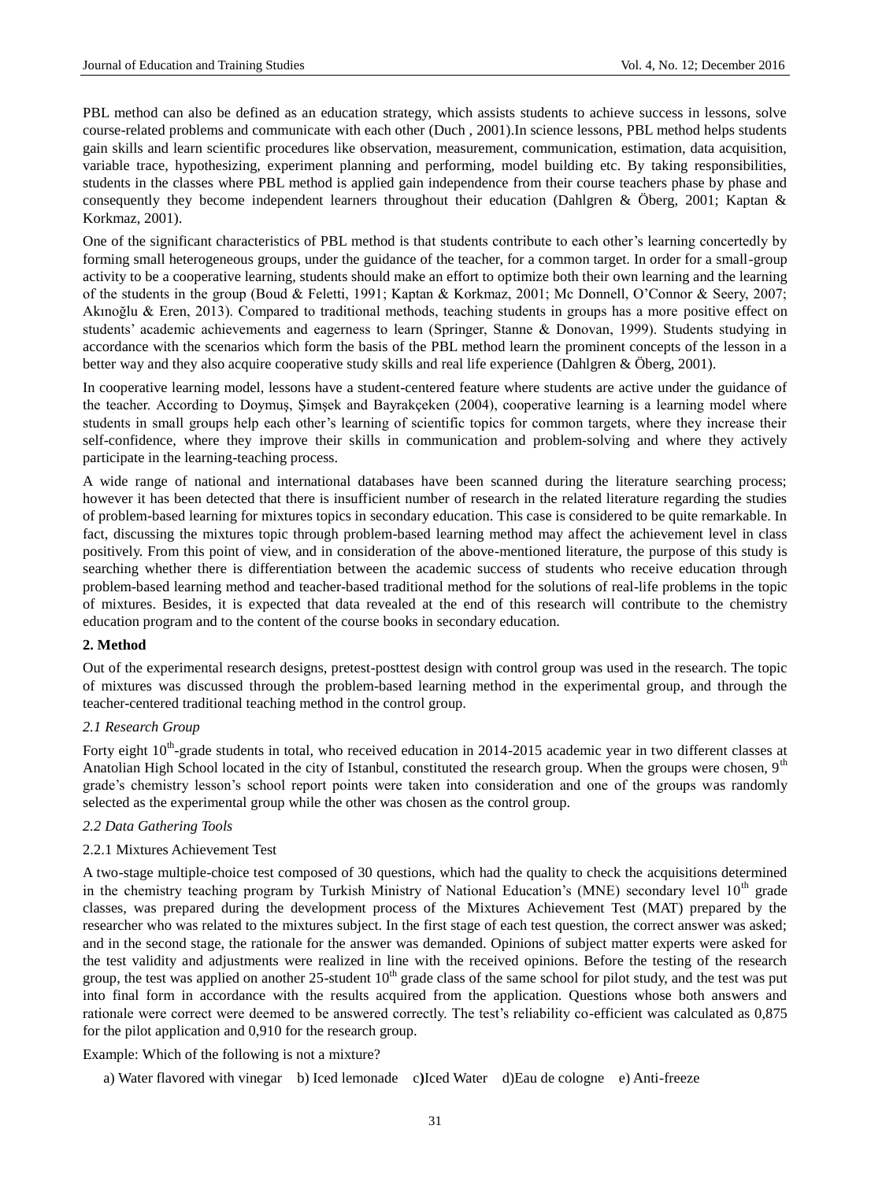PBL method can also be defined as an education strategy, which assists students to achieve success in lessons, solve course-related problems and communicate with each other (Duch , 2001).In science lessons, PBL method helps students gain skills and learn scientific procedures like observation, measurement, communication, estimation, data acquisition, variable trace, hypothesizing, experiment planning and performing, model building etc. By taking responsibilities, students in the classes where PBL method is applied gain independence from their course teachers phase by phase and consequently they become independent learners throughout their education (Dahlgren & Öberg, 2001; Kaptan & Korkmaz, 2001).

One of the significant characteristics of PBL method is that students contribute to each other's learning concertedly by forming small heterogeneous groups, under the guidance of the teacher, for a common target. In order for a small-group activity to be a cooperative learning, students should make an effort to optimize both their own learning and the learning of the students in the group (Boud & Feletti, 1991; Kaptan & Korkmaz, 2001; Mc Donnell, O'Connor & Seery, 2007; Akınoğlu & Eren, 2013). Compared to traditional methods, teaching students in groups has a more positive effect on students' academic achievements and eagerness to learn (Springer, Stanne & Donovan, 1999). Students studying in accordance with the scenarios which form the basis of the PBL method learn the prominent concepts of the lesson in a better way and they also acquire cooperative study skills and real life experience (Dahlgren & Öberg, 2001).

In cooperative learning model, lessons have a student-centered feature where students are active under the guidance of the teacher. According to Doymuş, Şimşek and Bayrakçeken (2004), cooperative learning is a learning model where students in small groups help each other's learning of scientific topics for common targets, where they increase their self-confidence, where they improve their skills in communication and problem-solving and where they actively participate in the learning-teaching process.

A wide range of national and international databases have been scanned during the literature searching process; however it has been detected that there is insufficient number of research in the related literature regarding the studies of problem-based learning for mixtures topics in secondary education. This case is considered to be quite remarkable. In fact, discussing the mixtures topic through problem-based learning method may affect the achievement level in class positively. From this point of view, and in consideration of the above-mentioned literature, the purpose of this study is searching whether there is differentiation between the academic success of students who receive education through problem-based learning method and teacher-based traditional method for the solutions of real-life problems in the topic of mixtures. Besides, it is expected that data revealed at the end of this research will contribute to the chemistry education program and to the content of the course books in secondary education.

## 2. Method

Out of the experimental research designs, pretest-posttest design with control group was used in the research. The topic of mixtures was discussed through the problem-based learning method in the experimental group, and through the teacher-centered traditional teaching method in the control group.

### *2.1 Research Group*

Forty eight 10th-grade students in total, who received education in 2014-2015 academic year in two different classes at Anatolian High School located in the city of Istanbul, constituted the research group. When the groups were chosen, 9th grade's chemistry lesson's school report points were taken into consideration and one of the groups was randomly selected as the experimental group while the other was chosen as the control group.

### *2.2 Data Gathering Tools*

#### 2.2.1 Mixtures Achievement Test

A two-stage multiple-choice test composed of 30 questions, which had the quality to check the acquisitions determined in the chemistry teaching program by Turkish Ministry of National Education's (MNE) secondary level 10th grade classes, was prepared during the development process of the Mixtures Achievement Test (MAT) prepared by the researcher who was related to the mixtures subject. In the first stage of each test question, the correct answer was asked; and in the second stage, the rationale for the answer was demanded. Opinions of subject matter experts were asked for the test validity and adjustments were realized in line with the received opinions. Before the testing of the research group, the test was applied on another 25-student 10th grade class of the same school for pilot study, and the test was put into final form in accordance with the results acquired from the application. Questions whose both answers and rationale were correct were deemed to be answered correctly. The test's reliability co-efficient was calculated as 0,875 for the pilot application and 0,910 for the research group.

Example: Which of the following is not a mixture?

a) Water flavored with vinegar b) Iced lemonade c) Iced Water d) Eau de cologne e) Anti-freeze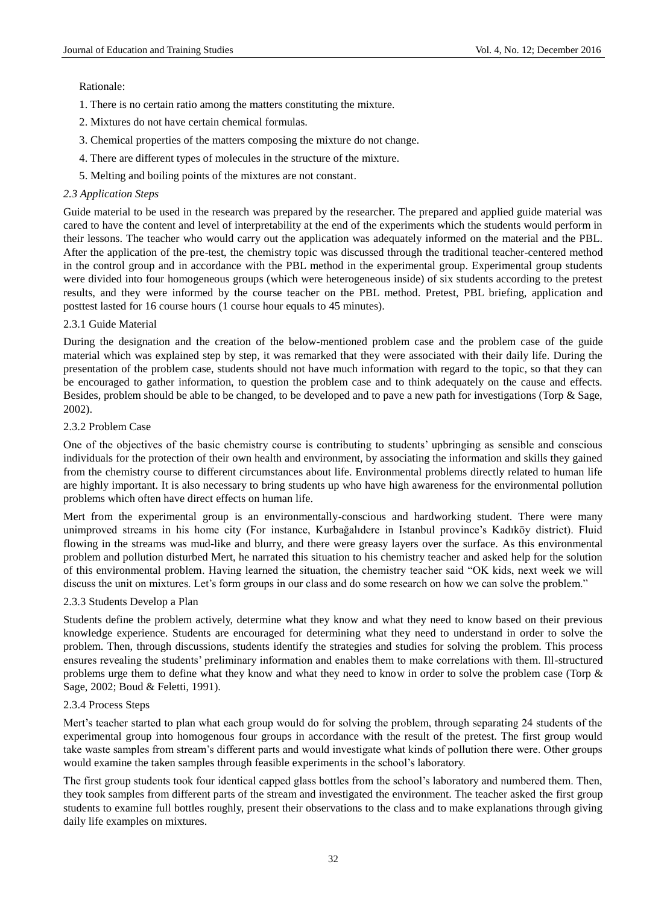Rationale:

1. There is no certain ratio among the matters constituting the mixture.
2. Mixtures do not have certain chemical formulas.
3. Chemical properties of the matters composing the mixture do not change.
4. There are different types of molecules in the structure of the mixture.
5. Melting and boiling points of the mixtures are not constant.

### *2.3 Application Steps*

Guide material to be used in the research was prepared by the researcher. The prepared and applied guide material was cared to have the content and level of interpretability at the end of the experiments which the students would perform in their lessons. The teacher who would carry out the application was adequately informed on the material and the PBL. After the application of the pre-test, the chemistry topic was discussed through the traditional teacher-centered method in the control group and in accordance with the PBL method in the experimental group. Experimental group students were divided into four homogeneous groups (which were heterogeneous inside) of six students according to the pretest results, and they were informed by the course teacher on the PBL method. Pretest, PBL briefing, application and posttest lasted for 16 course hours (1 course hour equals to 45 minutes).

#### 2.3.1 Guide Material

During the designation and the creation of the below-mentioned problem case and the problem case of the guide material which was explained step by step, it was remarked that they were associated with their daily life. During the presentation of the problem case, students should not have much information with regard to the topic, so that they can be encouraged to gather information, to question the problem case and to think adequately on the cause and effects. Besides, problem should be able to be changed, to be developed and to pave a new path for investigations (Torp & Sage, 2002).

#### 2.3.2 Problem Case

One of the objectives of the basic chemistry course is contributing to students' upbringing as sensible and conscious individuals for the protection of their own health and environment, by associating the information and skills they gained from the chemistry course to different circumstances about life. Environmental problems directly related to human life are highly important. It is also necessary to bring students up who have high awareness for the environmental pollution problems which often have direct effects on human life.

Mert from the experimental group is an environmentally-conscious and hardworking student. There were many unimproved streams in his home city (For instance, Kurbağalıdere in Istanbul province's Kadıköy district). Fluid flowing in the streams was mud-like and blurry, and there were greasy layers over the surface. As this environmental problem and pollution disturbed Mert, he narrated this situation to his chemistry teacher and asked help for the solution of this environmental problem. Having learned the situation, the chemistry teacher said "OK kids, next week we will discuss the unit on mixtures. Let's form groups in our class and do some research on how we can solve the problem."

#### 2.3.3 Students Develop a Plan

Students define the problem actively, determine what they know and what they need to know based on their previous knowledge experience. Students are encouraged for determining what they need to understand in order to solve the problem. Then, through discussions, students identify the strategies and studies for solving the problem. This process ensures revealing the students' preliminary information and enables them to make correlations with them. Ill-structured problems urge them to define what they know and what they need to know in order to solve the problem case (Torp & Sage, 2002; Boud & Feletti, 1991).

#### 2.3.4 Process Steps

Mert's teacher started to plan what each group would do for solving the problem, through separating 24 students of the experimental group into homogenous four groups in accordance with the result of the pretest. The first group would take waste samples from stream's different parts and would investigate what kinds of pollution there were. Other groups would examine the taken samples through feasible experiments in the school's laboratory.

The first group students took four identical capped glass bottles from the school's laboratory and numbered them. Then, they took samples from different parts of the stream and investigated the environment. The teacher asked the first group students to examine full bottles roughly, present their observations to the class and to make explanations through giving daily life examples on mixtures.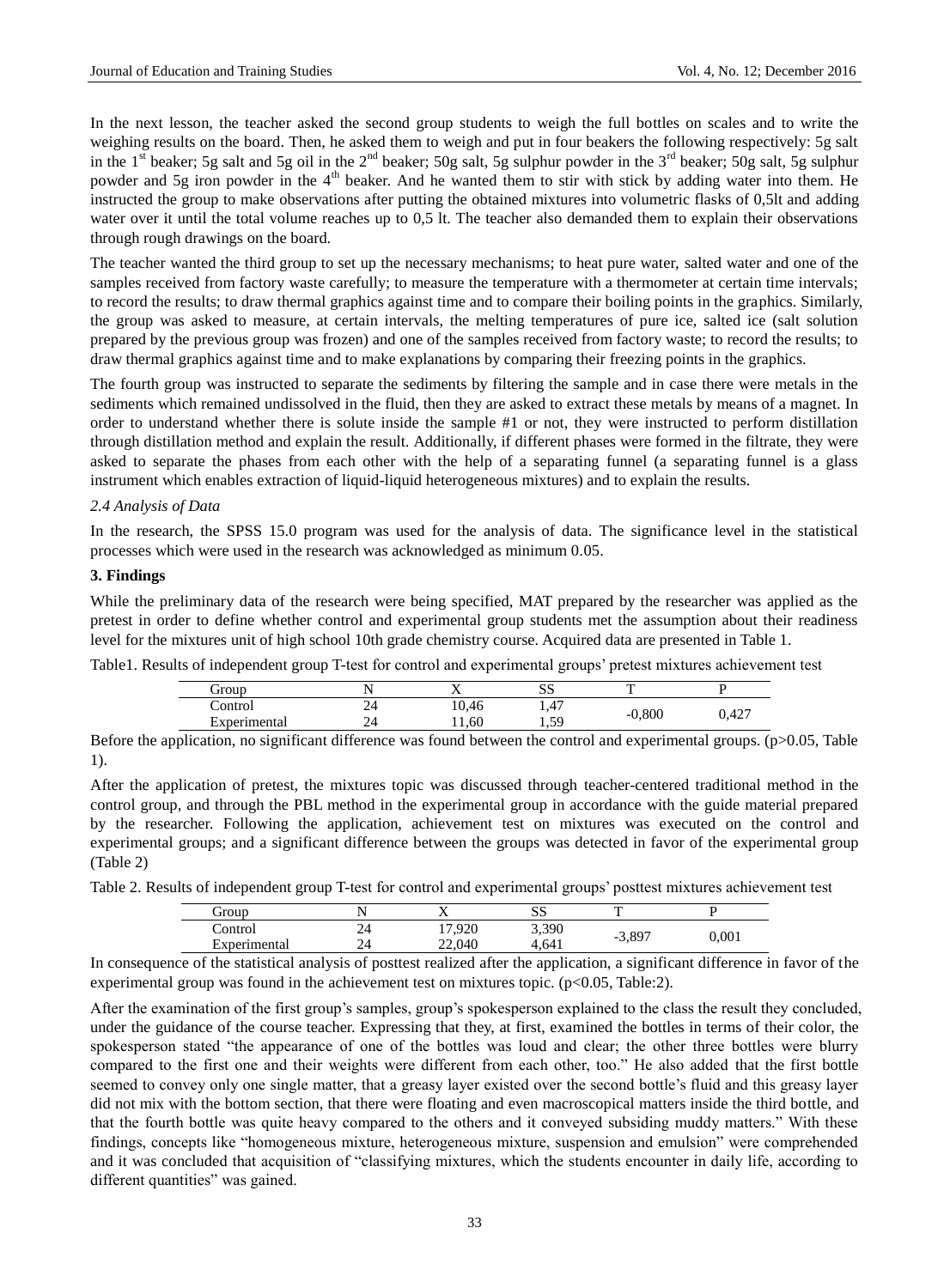In the next lesson, the teacher asked the second group students to weigh the full bottles on scales and to write the weighing results on the board. Then, he asked them to weigh and put in four beakers the following respectively: 5g salt in the 1st beaker; 5g salt and 5g oil in the 2nd beaker; 50g salt, 5g sulphur powder in the 3rd beaker; 50g salt, 5g sulphur powder and 5g iron powder in the 4th beaker. And he wanted them to stir with stick by adding water into them. He instructed the group to make observations after putting the obtained mixtures into volumetric flasks of 0,5lt and adding water over it until the total volume reaches up to 0,5 lt. The teacher also demanded them to explain their observations through rough drawings on the board.

The teacher wanted the third group to set up the necessary mechanisms; to heat pure water, salted water and one of the samples received from factory waste carefully; to measure the temperature with a thermometer at certain time intervals; to record the results; to draw thermal graphics against time and to compare their boiling points in the graphics. Similarly, the group was asked to measure, at certain intervals, the melting temperatures of pure ice, salted ice (salt solution prepared by the previous group was frozen) and one of the samples received from factory waste; to record the results; to draw thermal graphics against time and to make explanations by comparing their freezing points in the graphics.

The fourth group was instructed to separate the sediments by filtering the sample and in case there were metals in the sediments which remained undissolved in the fluid, then they are asked to extract these metals by means of a magnet. In order to understand whether there is solute inside the sample #1 or not, they were instructed to perform distillation through distillation method and explain the result. Additionally, if different phases were formed in the filtrate, they were asked to separate the phases from each other with the help of a separating funnel (a separating funnel is a glass instrument which enables extraction of liquid-liquid heterogeneous mixtures) and to explain the results.

*2.4 Analysis of Data*

In the research, the SPSS 15.0 program was used for the analysis of data. The significance level in the statistical processes which were used in the research was acknowledged as minimum 0.05.

**3. Findings**

While the preliminary data of the research were being specified, MAT prepared by the researcher was applied as the pretest in order to define whether control and experimental group students met the assumption about their readiness level for the mixtures unit of high school 10th grade chemistry course. Acquired data are presented in Table 1.

Table1. Results of independent group T-test for control and experimental groups' pretest mixtures achievement test

| Group | N | X | SS | T | P |
|---|---|---|---|---|---|
| Control | 24 | 10,46 | 1,47 | -0,800 | 0,427 |
| Experimental | 24 | 11,60 | 1,59 | | |

Before the application, no significant difference was found between the control and experimental groups. ($p>0.05$, Table 1).

After the application of pretest, the mixtures topic was discussed through teacher-centered traditional method in the control group, and through the PBL method in the experimental group in accordance with the guide material prepared by the researcher. Following the application, achievement test on mixtures was executed on the control and experimental groups; and a significant difference between the groups was detected in favor of the experimental group (Table 2)

Table 2. Results of independent group T-test for control and experimental groups' posttest mixtures achievement test

| Group | N | X | SS | T | P |
|---|---|---|---|---|---|
| Control | 24 | 17,920 | 3,390 | -3,897 | 0,001 |
| Experimental | 24 | 22,040 | 4,641 | | |

In consequence of the statistical analysis of posttest realized after the application, a significant difference in favor of the experimental group was found in the achievement test on mixtures topic. ($p<0.05$, Table:2).

After the examination of the first group's samples, group's spokesperson explained to the class the result they concluded, under the guidance of the course teacher. Expressing that they, at first, examined the bottles in terms of their color, the spokesperson stated "the appearance of one of the bottles was loud and clear; the other three bottles were blurry compared to the first one and their weights were different from each other, too." He also added that the first bottle seemed to convey only one single matter, that a greasy layer existed over the second bottle's fluid and this greasy layer did not mix with the bottom section, that there were floating and even macroscopical matters inside the third bottle, and that the fourth bottle was quite heavy compared to the others and it conveyed subsiding muddy matters." With these findings, concepts like "homogeneous mixture, heterogeneous mixture, suspension and emulsion" were comprehended and it was concluded that acquisition of "classifying mixtures, which the students encounter in daily life, according to different quantities" was gained.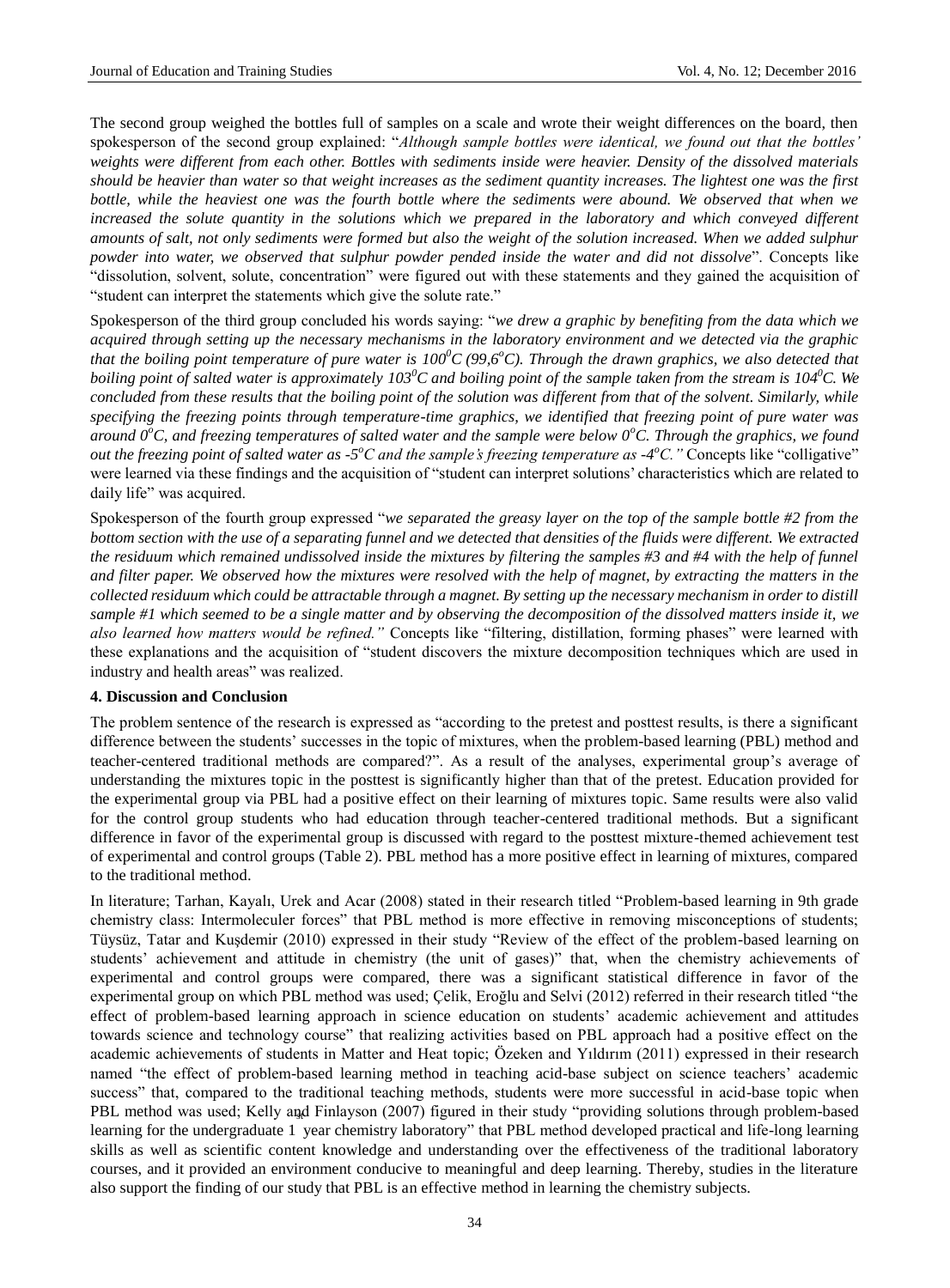The second group weighed the bottles full of samples on a scale and wrote their weight differences on the board, then spokesperson of the second group explained: "*Although sample bottles were identical, we found out that the bottles' weights were different from each other. Bottles with sediments inside were heavier. Density of the dissolved materials should be heavier than water so that weight increases as the sediment quantity increases. The lightest one was the first bottle, while the heaviest one was the fourth bottle where the sediments were abound. We observed that when we increased the solute quantity in the solutions which we prepared in the laboratory and which conveyed different amounts of salt, not only sediments were formed but also the weight of the solution increased. When we added sulphur powder into water, we observed that sulphur powder pended inside the water and did not dissolve*". Concepts like "dissolution, solvent, solute, concentration" were figured out with these statements and they gained the acquisition of "student can interpret the statements which give the solute rate."

Spokesperson of the third group concluded his words saying: "*we drew a graphic by benefiting from the data which we acquired through setting up the necessary mechanisms in the laboratory environment and we detected via the graphic that the boiling point temperature of pure water is $100^0C$ ($99{,}6^oC$). Through the drawn graphics, we also detected that boiling point of salted water is approximately $103^0C$ and boiling point of the sample taken from the stream is $104^0C$. We concluded from these results that the boiling point of the solution was different from that of the solvent. Similarly, while specifying the freezing points through temperature-time graphics, we identified that freezing point of pure water was around $0^oC$, and freezing temperatures of salted water and the sample were below $0^oC$. Through the graphics, we found out the freezing point of salted water as $-5^oC$ and the sample's freezing temperature as $-4^oC$.*" Concepts like "colligative" were learned via these findings and the acquisition of "student can interpret solutions' characteristics which are related to daily life" was acquired.

Spokesperson of the fourth group expressed "*we separated the greasy layer on the top of the sample bottle #2 from the bottom section with the use of a separating funnel and we detected that densities of the fluids were different. We extracted the residuum which remained undissolved inside the mixtures by filtering the samples #3 and #4 with the help of funnel and filter paper. We observed how the mixtures were resolved with the help of magnet, by extracting the matters in the collected residuum which could be attractable through a magnet. By setting up the necessary mechanism in order to distill sample #1 which seemed to be a single matter and by observing the decomposition of the dissolved matters inside it, we also learned how matters would be refined.*" Concepts like "filtering, distillation, forming phases" were learned with these explanations and the acquisition of "student discovers the mixture decomposition techniques which are used in industry and health areas" was realized.

## 4. Discussion and Conclusion

The problem sentence of the research is expressed as "according to the pretest and posttest results, is there a significant difference between the students' successes in the topic of mixtures, when the problem-based learning (PBL) method and teacher-centered traditional methods are compared?". As a result of the analyses, experimental group's average of understanding the mixtures topic in the posttest is significantly higher than that of the pretest. Education provided for the experimental group via PBL had a positive effect on their learning of mixtures topic. Same results were also valid for the control group students who had education through teacher-centered traditional methods. But a significant difference in favor of the experimental group is discussed with regard to the posttest mixture-themed achievement test of experimental and control groups (Table 2). PBL method has a more positive effect in learning of mixtures, compared to the traditional method.

In literature; Tarhan, Kayalı, Urek and Acar (2008) stated in their research titled "Problem-based learning in 9th grade chemistry class: Intermoleculer forces" that PBL method is more effective in removing misconceptions of students; Tüysüz, Tatar and Kuşdemir (2010) expressed in their study "Review of the effect of the problem-based learning on students' achievement and attitude in chemistry (the unit of gases)" that, when the chemistry achievements of experimental and control groups were compared, there was a significant statistical difference in favor of the experimental group on which PBL method was used; Çelik, Eroğlu and Selvi (2012) referred in their research titled "the effect of problem-based learning approach in science education on students' academic achievement and attitudes towards science and technology course" that realizing activities based on PBL approach had a positive effect on the academic achievements of students in Matter and Heat topic; Özeken and Yıldırım (2011) expressed in their research named "the effect of problem-based learning method in teaching acid-base subject on science teachers' academic success" that, compared to the traditional teaching methods, students were more successful in acid-base topic when PBL method was used; Kelly and Finlayson (2007) figured in their study "providing solutions through problem-based learning for the undergraduate 1 year chemistry laboratory" that PBL method developed practical and life-long learning skills as well as scientific content knowledge and understanding over the effectiveness of the traditional laboratory courses, and it provided an environment conducive to meaningful and deep learning. Thereby, studies in the literature also support the finding of our study that PBL is an effective method in learning the chemistry subjects.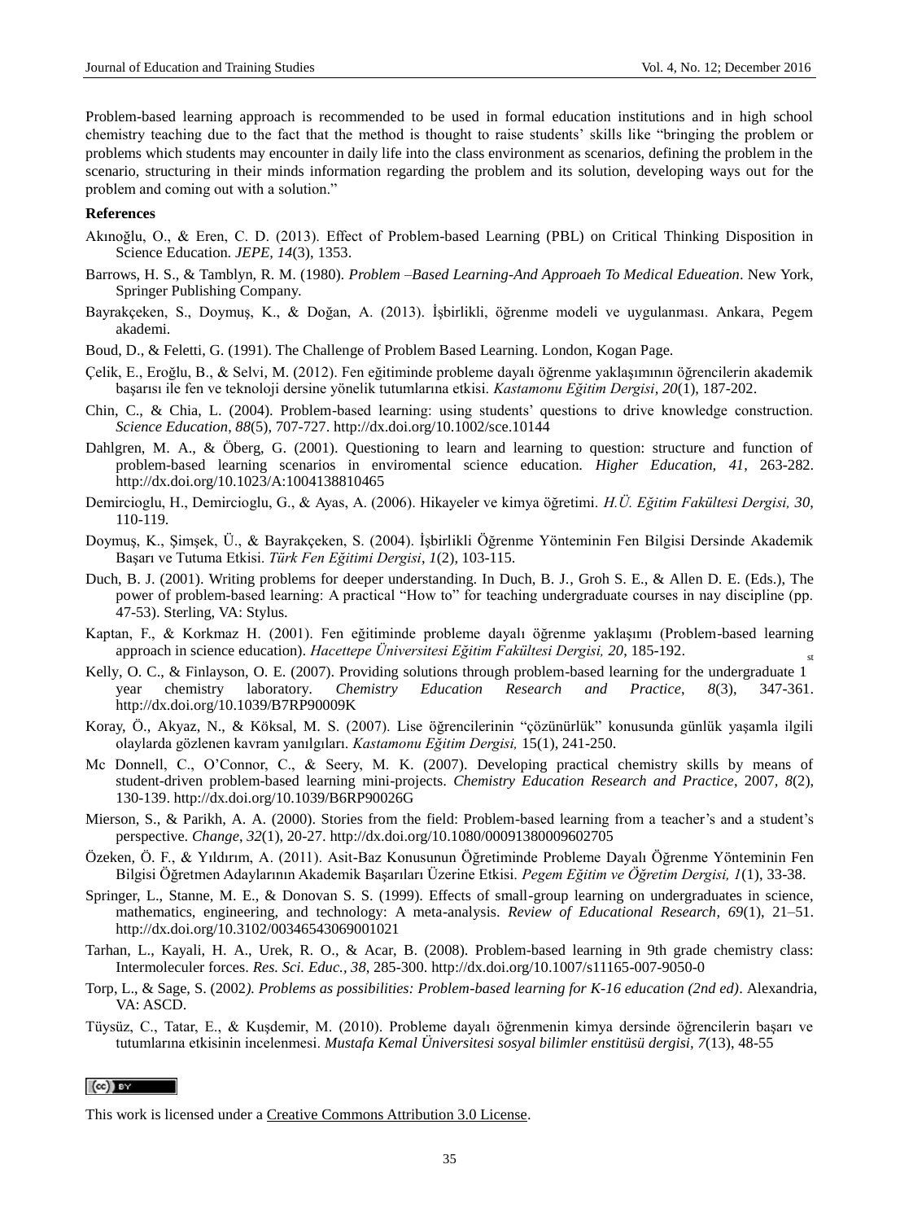Problem-based learning approach is recommended to be used in formal education institutions and in high school chemistry teaching due to the fact that the method is thought to raise students' skills like "bringing the problem or problems which students may encounter in daily life into the class environment as scenarios, defining the problem in the scenario, structuring in their minds information regarding the problem and its solution, developing ways out for the problem and coming out with a solution."

**References**

Akınoğlu, O., & Eren, C. D. (2013). Effect of Problem-based Learning (PBL) on Critical Thinking Disposition in Science Education. *JEPE, 14*(3), 1353.

Barrows, H. S., & Tamblyn, R. M. (1980). *Problem –Based Learning-And Approaeh To Medical Edueation*. New York, Springer Publishing Company.

Bayrakçeken, S., Doymuş, K., & Doğan, A. (2013). İşbirlikli, öğrenme modeli ve uygulanması. Ankara, Pegem akademi.

Boud, D., & Feletti, G. (1991). The Challenge of Problem Based Learning. London, Kogan Page.

Çelik, E., Eroğlu, B., & Selvi, M. (2012). Fen eğitiminde probleme dayalı öğrenme yaklaşımının öğrencilerin akademik başarısı ile fen ve teknoloji dersine yönelik tutumlarına etkisi. *Kastamonu Eğitim Dergisi, 20*(1), 187-202.

Chin, C., & Chia, L. (2004). Problem-based learning: using students' questions to drive knowledge construction. *Science Education, 88*(5), 707-727. http://dx.doi.org/10.1002/sce.10144

Dahlgren, M. A., & Öberg, G. (2001). Questioning to learn and learning to question: structure and function of problem-based learning scenarios in enviromental science education. *Higher Education, 41*, 263-282. http://dx.doi.org/10.1023/A:1004138810465

Demircioglu, H., Demircioglu, G., & Ayas, A. (2006). Hikayeler ve kimya öğretimi. *H.Ü. Eğitim Fakültesi Dergisi, 30*, 110-119.

Doymuş, K., Şimşek, Ü., & Bayrakçeken, S. (2004). İşbirlikli Öğrenme Yönteminin Fen Bilgisi Dersinde Akademik Başarı ve Tutuma Etkisi. *Türk Fen Eğitimi Dergisi, 1*(2), 103-115.

Duch, B. J. (2001). Writing problems for deeper understanding. In Duch, B. J., Groh S. E., & Allen D. E. (Eds.), The power of problem-based learning: A practical "How to" for teaching undergraduate courses in nay discipline (pp. 47-53). Sterling, VA: Stylus.

Kaptan, F., & Korkmaz H. (2001). Fen eğitiminde probleme dayalı öğrenme yaklaşımı (Problem-based learning approach in science education). *Hacettepe Üniversitesi Eğitim Fakültesi Dergisi, 20*, 185-192.

Kelly, O. C., & Finlayson, O. E. (2007). Providing solutions through problem-based learning for the undergraduate 1st year chemistry laboratory. *Chemistry Education Research and Practice, 8*(3), 347-361. http://dx.doi.org/10.1039/B7RP90009K

Koray, Ö., Akyaz, N., & Köksal, M. S. (2007). Lise öğrencilerinin "çözünürlük" konusunda günlük yaşamla ilgili olaylarda gözlenen kavram yanılgıları. *Kastamonu Eğitim Dergisi,* 15(1), 241-250.

Mc Donnell, C., O'Connor, C., & Seery, M. K. (2007). Developing practical chemistry skills by means of student-driven problem-based learning mini-projects. *Chemistry Education Research and Practice*, 2007, *8*(2), 130-139. http://dx.doi.org/10.1039/B6RP90026G

Mierson, S., & Parikh, A. A. (2000). Stories from the field: Problem-based learning from a teacher's and a student's perspective. *Change, 32*(1), 20-27. http://dx.doi.org/10.1080/00091380009602705

Özeken, Ö. F., & Yıldırım, A. (2011). Asit-Baz Konusunun Öğretiminde Probleme Dayalı Öğrenme Yönteminin Fen Bilgisi Öğretmen Adaylarının Akademik Başarıları Üzerine Etkisi. *Pegem Eğitim ve Öğretim Dergisi, 1*(1), 33-38.

Springer, L., Stanne, M. E., & Donovan S. S. (1999). Effects of small-group learning on undergraduates in science, mathematics, engineering, and technology: A meta-analysis. *Review of Educational Research, 69*(1), 21–51. http://dx.doi.org/10.3102/00346543069001021

Tarhan, L., Kayali, H. A., Urek, R. O., & Acar, B. (2008). Problem-based learning in 9th grade chemistry class: Intermoleculer forces. *Res. Sci. Educ., 38*, 285-300. http://dx.doi.org/10.1007/s11165-007-9050-0

Torp, L., & Sage, S. (2002*). Problems as possibilities: Problem-based learning for K-16 education (2nd ed)*. Alexandria, VA: ASCD.

Tüysüz, C., Tatar, E., & Kuşdemir, M. (2010). Probleme dayalı öğrenmenin kimya dersinde öğrencilerin başarı ve tutumlarına etkisinin incelenmesi. *Mustafa Kemal Üniversitesi sosyal bilimler enstitüsü dergisi, 7*(13), 48-55

This work is licensed under a Creative Commons Attribution 3.0 License.